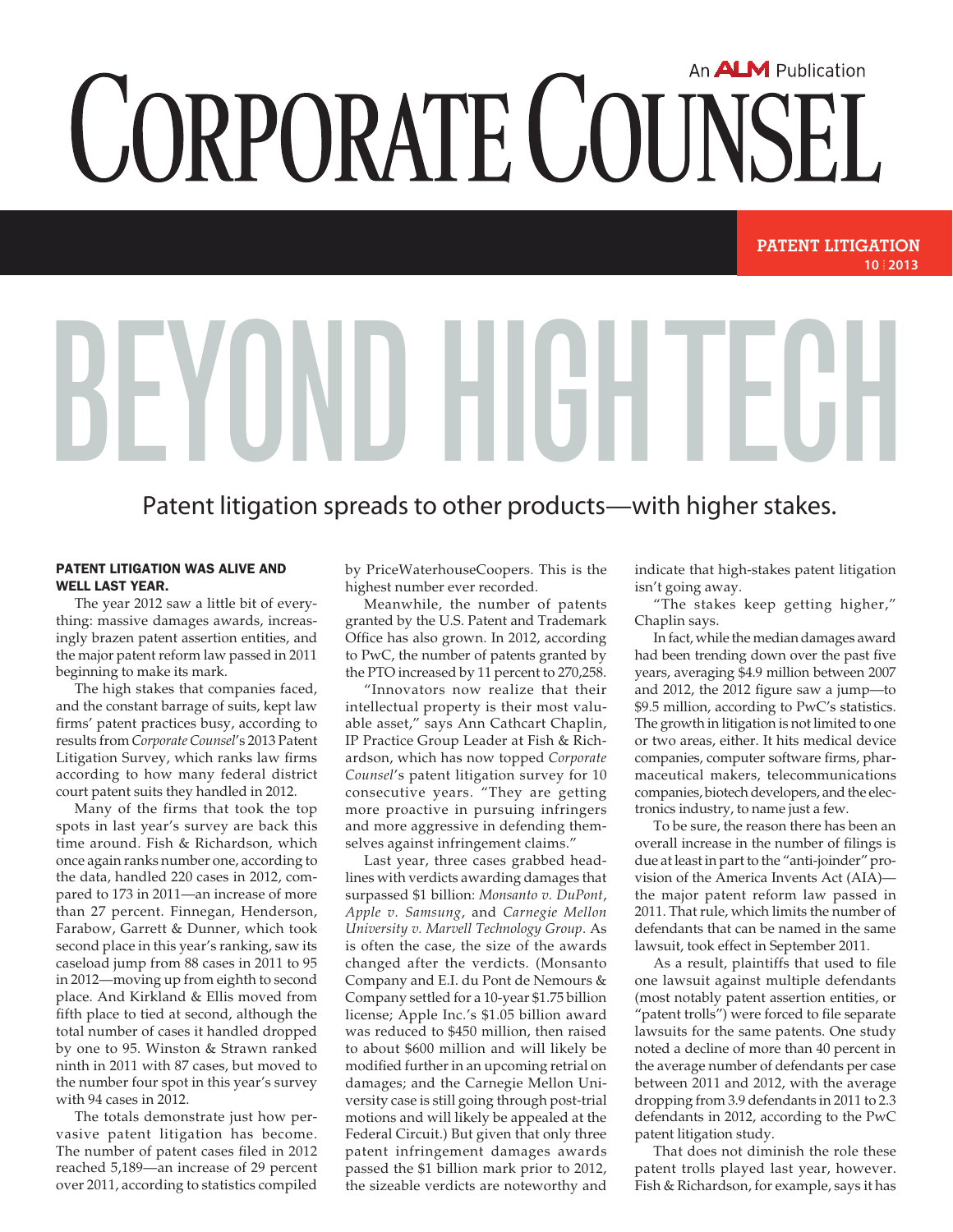# CORPORATE COUNSEL

An ALM Publication

**PATENT LITIGATION**
**10 | 2013**

# BEYOND HIGH TECH

## Patent litigation spreads to other products—with higher stakes.

**PATENT LITIGATION WAS ALIVE AND WELL LAST YEAR.**

The year 2012 saw a little bit of everything: massive damages awards, increasingly brazen patent assertion entities, and the major patent reform law passed in 2011 beginning to make its mark.

The high stakes that companies faced, and the constant barrage of suits, kept law firms' patent practices busy, according to results from *Corporate Counsel*'s 2013 Patent Litigation Survey, which ranks law firms according to how many federal district court patent suits they handled in 2012.

Many of the firms that took the top spots in last year's survey are back this time around. Fish & Richardson, which once again ranks number one, according to the data, handled 220 cases in 2012, compared to 173 in 2011—an increase of more than 27 percent. Finnegan, Henderson, Farabow, Garrett & Dunner, which took second place in this year's ranking, saw its caseload jump from 88 cases in 2011 to 95 in 2012—moving up from eighth to second place. And Kirkland & Ellis moved from fifth place to tied at second, although the total number of cases it handled dropped by one to 95. Winston & Strawn ranked ninth in 2011 with 87 cases, but moved to the number four spot in this year's survey with 94 cases in 2012.

The totals demonstrate just how pervasive patent litigation has become. The number of patent cases filed in 2012 reached 5,189—an increase of 29 percent over 2011, according to statistics compiled by PriceWaterhouseCoopers. This is the highest number ever recorded.

Meanwhile, the number of patents granted by the U.S. Patent and Trademark Office has also grown. In 2012, according to PwC, the number of patents granted by the PTO increased by 11 percent to 270,258.

"Innovators now realize that their intellectual property is their most valuable asset," says Ann Cathcart Chaplin, IP Practice Group Leader at Fish & Richardson, which has now topped *Corporate Counsel*'s patent litigation survey for 10 consecutive years. "They are getting more proactive in pursuing infringers and more aggressive in defending themselves against infringement claims."

Last year, three cases grabbed headlines with verdicts awarding damages that surpassed $1 billion: *Monsanto v. DuPont*, *Apple v. Samsung*, and *Carnegie Mellon University v. Marvell Technology Group*. As is often the case, the size of the awards changed after the verdicts. (Monsanto Company and E.I. du Pont de Nemours & Company settled for a 10-year $1.75 billion license; Apple Inc.'s $1.05 billion award was reduced to $450 million, then raised to about $600 million and will likely be modified further in an upcoming retrial on damages; and the Carnegie Mellon University case is still going through post-trial motions and will likely be appealed at the Federal Circuit.) But given that only three patent infringement damages awards passed the $1 billion mark prior to 2012, the sizeable verdicts are noteworthy and indicate that high-stakes patent litigation isn't going away.

"The stakes keep getting higher," Chaplin says.

In fact, while the median damages award had been trending down over the past five years, averaging $4.9 million between 2007 and 2012, the 2012 figure saw a jump—to $9.5 million, according to PwC's statistics. The growth in litigation is not limited to one or two areas, either. It hits medical device companies, computer software firms, pharmaceutical makers, telecommunications companies, biotech developers, and the electronics industry, to name just a few.

To be sure, the reason there has been an overall increase in the number of filings is due at least in part to the "anti-joinder" provision of the America Invents Act (AIA)—the major patent reform law passed in 2011. That rule, which limits the number of defendants that can be named in the same lawsuit, took effect in September 2011.

As a result, plaintiffs that used to file one lawsuit against multiple defendants (most notably patent assertion entities, or "patent trolls") were forced to file separate lawsuits for the same patents. One study noted a decline of more than 40 percent in the average number of defendants per case between 2011 and 2012, with the average dropping from 3.9 defendants in 2011 to 2.3 defendants in 2012, according to the PwC patent litigation study.

That does not diminish the role these patent trolls played last year, however. Fish & Richardson, for example, says it has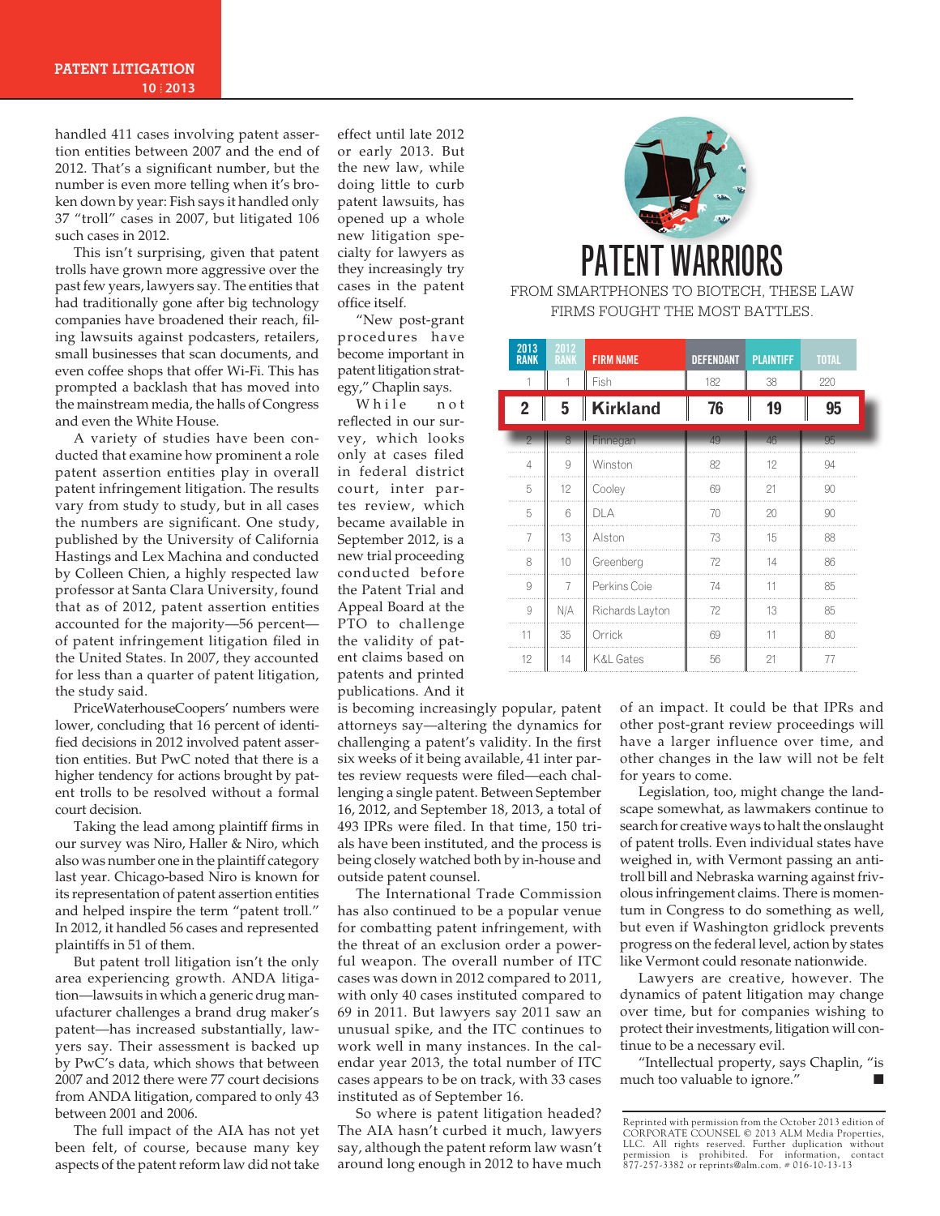handled 411 cases involving patent assertion entities between 2007 and the end of 2012. That's a significant number, but the number is even more telling when it's broken down by year: Fish says it handled only 37 "troll" cases in 2007, but litigated 106 such cases in 2012.

This isn't surprising, given that patent trolls have grown more aggressive over the past few years, lawyers say. The entities that had traditionally gone after big technology companies have broadened their reach, filing lawsuits against podcasters, retailers, small businesses that scan documents, and even coffee shops that offer Wi-Fi. This has prompted a backlash that has moved into the mainstream media, the halls of Congress and even the White House.

A variety of studies have been conducted that examine how prominent a role patent assertion entities play in overall patent infringement litigation. The results vary from study to study, but in all cases the numbers are significant. One study, published by the University of California Hastings and Lex Machina and conducted by Colleen Chien, a highly respected law professor at Santa Clara University, found that as of 2012, patent assertion entities accounted for the majority—56 percent—of patent infringement litigation filed in the United States. In 2007, they accounted for less than a quarter of patent litigation, the study said.

PriceWaterhouseCoopers' numbers were lower, concluding that 16 percent of identified decisions in 2012 involved patent assertion entities. But PwC noted that there is a higher tendency for actions brought by patent trolls to be resolved without a formal court decision.

Taking the lead among plaintiff firms in our survey was Niro, Haller & Niro, which also was number one in the plaintiff category last year. Chicago-based Niro is known for its representation of patent assertion entities and helped inspire the term "patent troll." In 2012, it handled 56 cases and represented plaintiffs in 51 of them.

But patent troll litigation isn't the only area experiencing growth. ANDA litigation—lawsuits in which a generic drug manufacturer challenges a brand drug maker's patent—has increased substantially, lawyers say. Their assessment is backed up by PwC's data, which shows that between 2007 and 2012 there were 77 court decisions from ANDA litigation, compared to only 43 between 2001 and 2006.

The full impact of the AIA has not yet been felt, of course, because many key aspects of the patent reform law did not take effect until late 2012 or early 2013. But the new law, while doing little to curb patent lawsuits, has opened up a whole new litigation specialty for lawyers as they increasingly try cases in the patent office itself.

"New post-grant procedures have become important in patent litigation strategy," Chaplin says.

While not reflected in our survey, which looks only at cases filed in federal district court, inter partes review, which became available in September 2012, is a new trial proceeding conducted before the Patent Trial and Appeal Board at the PTO to challenge the validity of patent claims based on patents and printed publications. And it is becoming increasingly popular, patent attorneys say—altering the dynamics for challenging a patent's validity. In the first six weeks of it being available, 41 inter partes review requests were filed—each challenging a single patent. Between September 16, 2012, and September 18, 2013, a total of 493 IPRs were filed. In that time, 150 trials have been instituted, and the process is being closely watched both by in-house and outside patent counsel.

The International Trade Commission has also continued to be a popular venue for combatting patent infringement, with the threat of an exclusion order a powerful weapon. The overall number of ITC cases was down in 2012 compared to 2011, with only 40 cases instituted compared to 69 in 2011. But lawyers say 2011 saw an unusual spike, and the ITC continues to work well in many instances. In the calendar year 2013, the total number of ITC cases appears to be on track, with 33 cases instituted as of September 16.

So where is patent litigation headed? The AIA hasn't curbed it much, lawyers say, although the patent reform law wasn't around long enough in 2012 to have much of an impact. It could be that IPRs and other post-grant review proceedings will have a larger influence over time, and other changes in the law will not be felt for years to come.

Legislation, too, might change the landscape somewhat, as lawmakers continue to search for creative ways to halt the onslaught of patent trolls. Even individual states have weighed in, with Vermont passing an anti-troll bill and Nebraska warning against frivolous infringement claims. There is momentum in Congress to do something as well, but even if Washington gridlock prevents progress on the federal level, action by states like Vermont could resonate nationwide.

Lawyers are creative, however. The dynamics of patent litigation may change over time, but for companies wishing to protect their investments, litigation will continue to be a necessary evil.

"Intellectual property, says Chaplin, "is much too valuable to ignore." ■

# PATENT WARRIORS

FROM SMARTPHONES TO BIOTECH, THESE LAW FIRMS FOUGHT THE MOST BATTLES.

| 2013 RANK | 2012 RANK | FIRM NAME | DEFENDANT | PLAINTIFF | TOTAL |
|---|---|---|---|---|---|
| 1 | 1 | Fish | 182 | 38 | 220 |
| **2** | **5** | **Kirkland** | **76** | **19** | **95** |
| 2 | 8 | Finnegan | 49 | 46 | 95 |
| 4 | 9 | Winston | 82 | 12 | 94 |
| 5 | 12 | Cooley | 69 | 21 | 90 |
| 5 | 6 | DLA | 70 | 20 | 90 |
| 7 | 13 | Alston | 73 | 15 | 88 |
| 8 | 10 | Greenberg | 72 | 14 | 86 |
| 9 | 7 | Perkins Coie | 74 | 11 | 85 |
| 9 | N/A | Richards Layton | 72 | 13 | 85 |
| 11 | 35 | Orrick | 69 | 11 | 80 |
| 12 | 14 | K&L Gates | 56 | 21 | 77 |

Reprinted with permission from the October 2013 edition of CORPORATE COUNSEL © 2013 ALM Media Properties, LLC. All rights reserved. Further duplication without permission is prohibited. For information, contact 877-257-3382 or reprints@alm.com. # 016-10-13-13